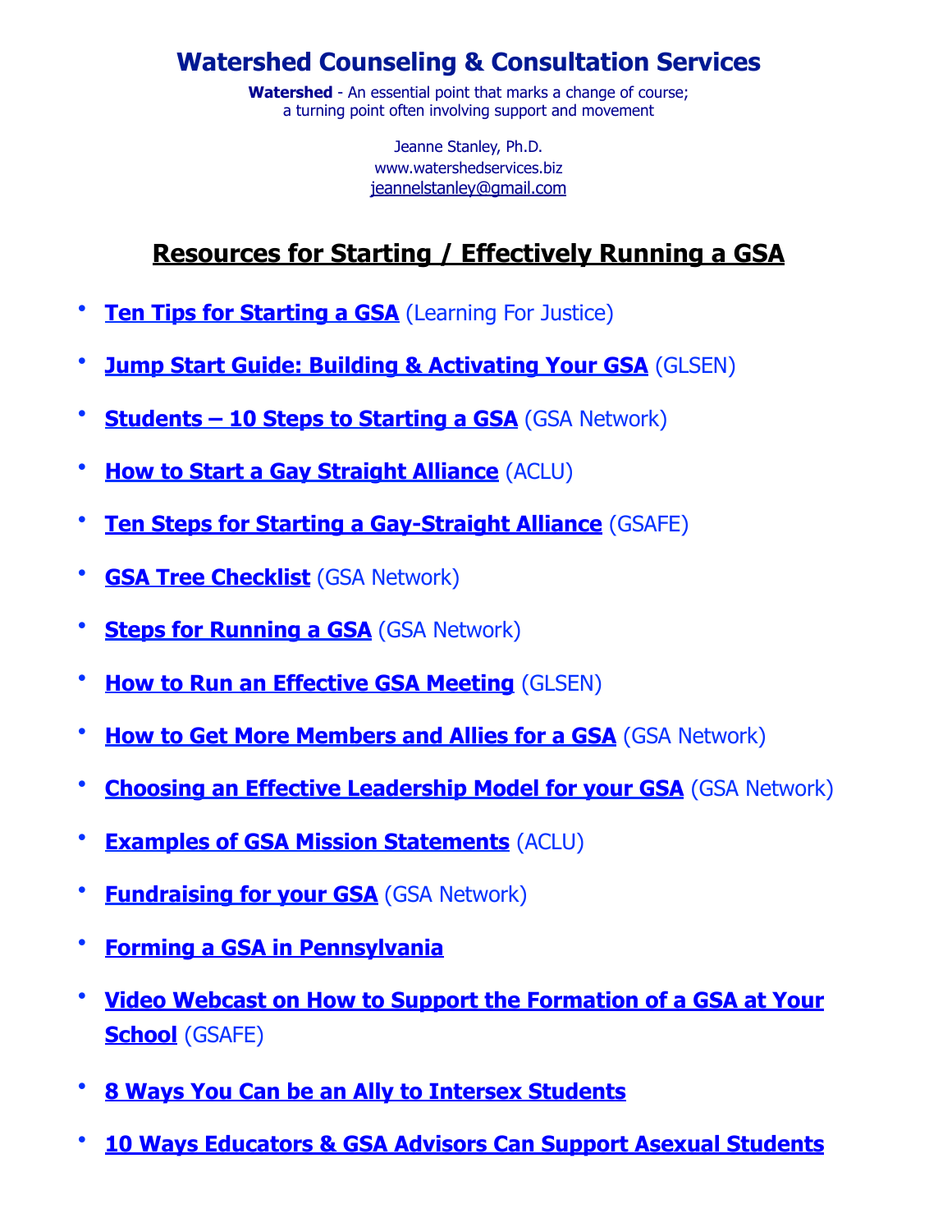# Watershed Counseling & Consultation Services

**Watershed** - An essential point that marks a change of course; a turning point often involving support and movement

Jeanne Stanley, Ph.D.
www.watershedservices.biz
jeannelstanley@gmail.com

## Resources for Starting / Effectively Running a GSA

- **Ten Tips for Starting a GSA** (Learning For Justice)
- **Jump Start Guide: Building & Activating Your GSA** (GLSEN)
- **Students – 10 Steps to Starting a GSA** (GSA Network)
- **How to Start a Gay Straight Alliance** (ACLU)
- **Ten Steps for Starting a Gay-Straight Alliance** (GSAFE)
- **GSA Tree Checklist** (GSA Network)
- **Steps for Running a GSA** (GSA Network)
- **How to Run an Effective GSA Meeting** (GLSEN)
- **How to Get More Members and Allies for a GSA** (GSA Network)
- **Choosing an Effective Leadership Model for your GSA** (GSA Network)
- **Examples of GSA Mission Statements** (ACLU)
- **Fundraising for your GSA** (GSA Network)
- **Forming a GSA in Pennsylvania**
- **Video Webcast on How to Support the Formation of a GSA at Your School** (GSAFE)
- **8 Ways You Can be an Ally to Intersex Students**
- **10 Ways Educators & GSA Advisors Can Support Asexual Students**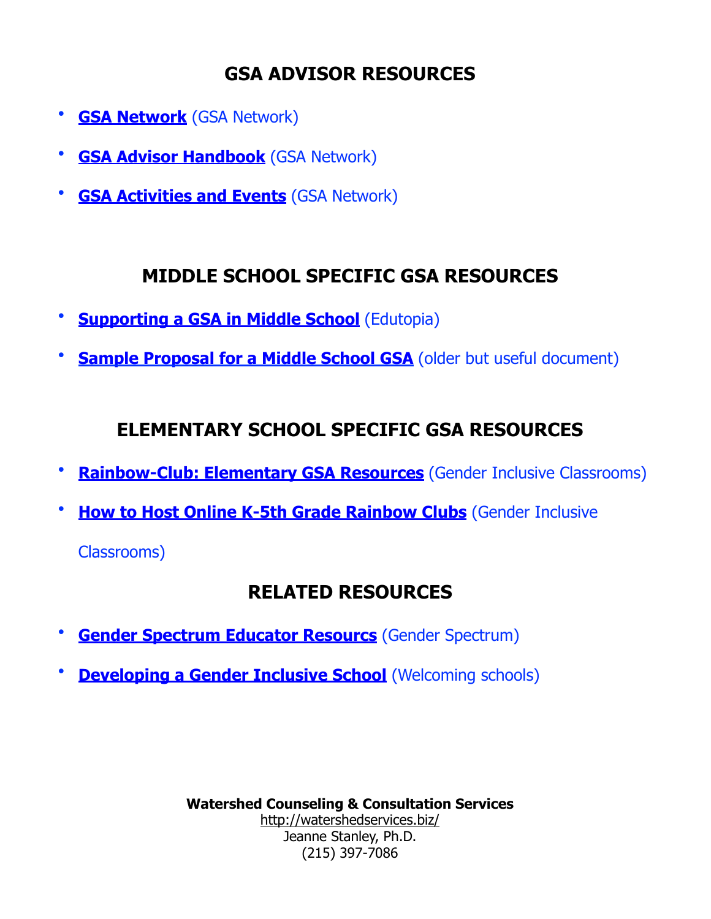## GSA ADVISOR RESOURCES

- **GSA Network** (GSA Network)
- **GSA Advisor Handbook** (GSA Network)
- **GSA Activities and Events** (GSA Network)

## MIDDLE SCHOOL SPECIFIC GSA RESOURCES

- **Supporting a GSA in Middle School** (Edutopia)
- **Sample Proposal for a Middle School GSA** (older but useful document)

## ELEMENTARY SCHOOL SPECIFIC GSA RESOURCES

- **Rainbow-Club: Elementary GSA Resources** (Gender Inclusive Classrooms)
- **How to Host Online K-5th Grade Rainbow Clubs** (Gender Inclusive Classrooms)

## RELATED RESOURCES

- **Gender Spectrum Educator Resourcs** (Gender Spectrum)
- **Developing a Gender Inclusive School** (Welcoming schools)

**Watershed Counseling & Consultation Services**
http://watershedservices.biz/
Jeanne Stanley, Ph.D.
(215) 397-7086